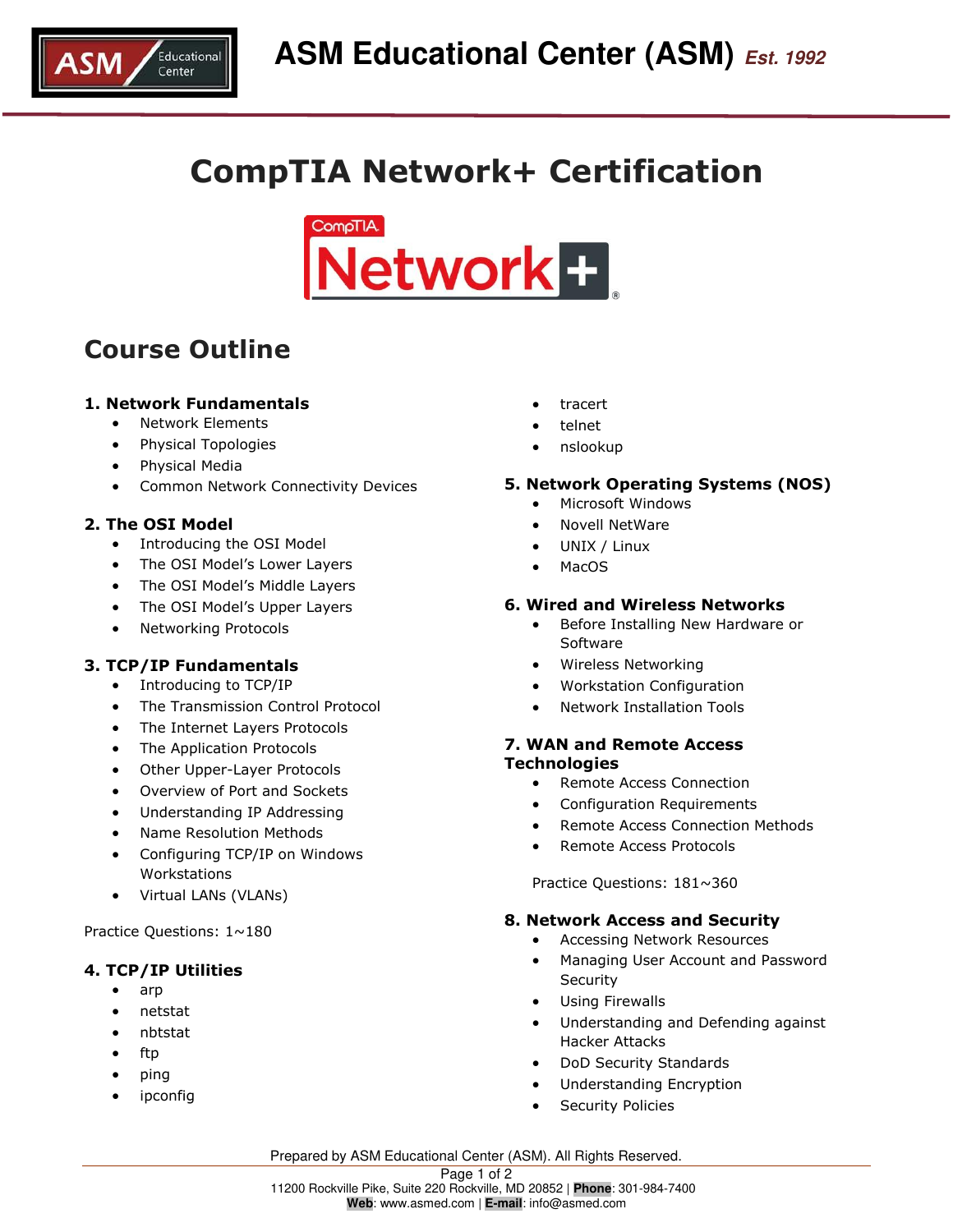# ASM Educational Center (ASM) *Est. 1992*

# CompTIA Network+ Certification

## Course Outline

### 1. Network Fundamentals

- Network Elements
- Physical Topologies
- Physical Media
- Common Network Connectivity Devices

### 2. The OSI Model

- Introducing the OSI Model
- The OSI Model's Lower Layers
- The OSI Model's Middle Layers
- The OSI Model's Upper Layers
- Networking Protocols

### 3. TCP/IP Fundamentals

- Introducing to TCP/IP
- The Transmission Control Protocol
- The Internet Layers Protocols
- The Application Protocols
- Other Upper-Layer Protocols
- Overview of Port and Sockets
- Understanding IP Addressing
- Name Resolution Methods
- Configuring TCP/IP on Windows Workstations
- Virtual LANs (VLANs)

Practice Questions: 1~180

### 4. TCP/IP Utilities

- arp
- netstat
- nbtstat
- ftp
- ping
- ipconfig
- tracert
- telnet
- nslookup

### 5. Network Operating Systems (NOS)

- Microsoft Windows
- Novell NetWare
- UNIX / Linux
- MacOS

### 6. Wired and Wireless Networks

- Before Installing New Hardware or Software
- Wireless Networking
- Workstation Configuration
- Network Installation Tools

### 7. WAN and Remote Access Technologies

- Remote Access Connection
- Configuration Requirements
- Remote Access Connection Methods
- Remote Access Protocols

Practice Questions: 181~360

### 8. Network Access and Security

- Accessing Network Resources
- Managing User Account and Password Security
- Using Firewalls
- Understanding and Defending against Hacker Attacks
- DoD Security Standards
- Understanding Encryption
- Security Policies

Prepared by ASM Educational Center (ASM). All Rights Reserved.

11200 Rockville Pike, Suite 220 Rockville, MD 20852 | **Phone**: 301-984-7400
**Web**: www.asmed.com | **E-mail**: info@asmed.com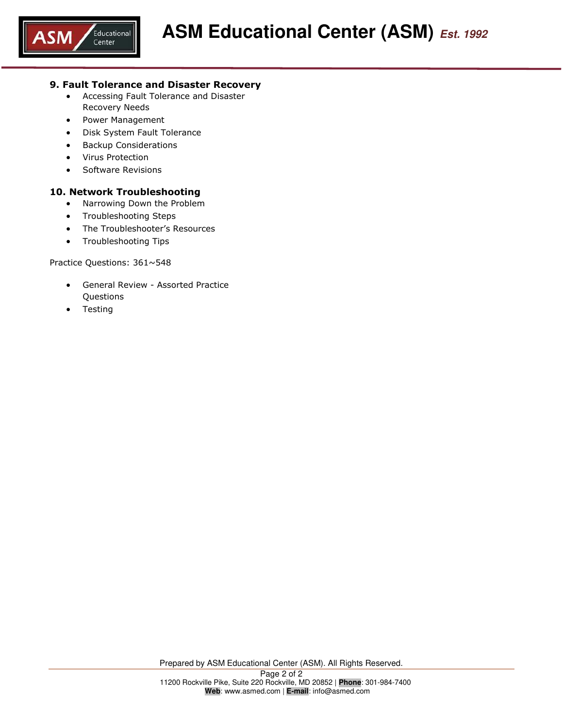### 9. Fault Tolerance and Disaster Recovery

- Accessing Fault Tolerance and Disaster Recovery Needs
- Power Management
- Disk System Fault Tolerance
- Backup Considerations
- Virus Protection
- Software Revisions

### 10. Network Troubleshooting

- Narrowing Down the Problem
- Troubleshooting Steps
- The Troubleshooter's Resources
- Troubleshooting Tips

Practice Questions: 361~548

- General Review - Assorted Practice Questions
- Testing